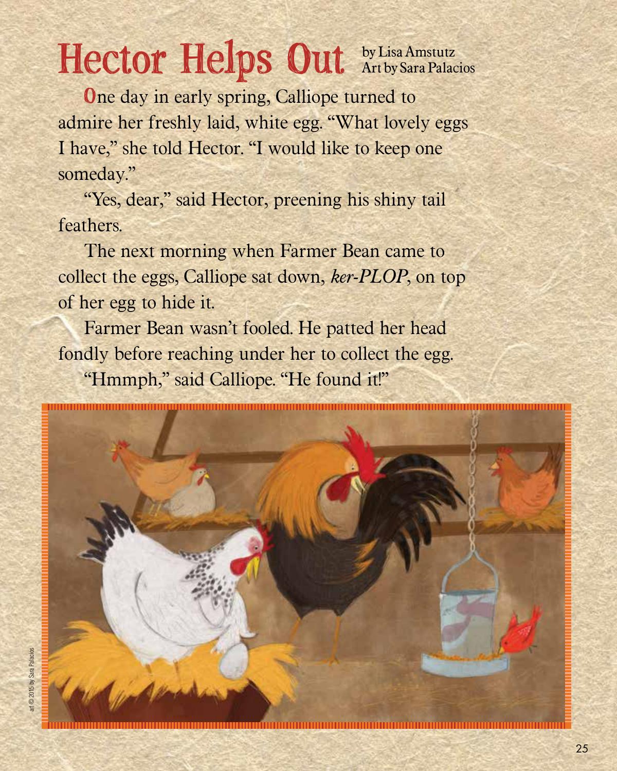# Hector Helps Out

by Lisa Amstutz
Art by Sara Palacios

One day in early spring, Calliope turned to admire her freshly laid, white egg. "What lovely eggs I have," she told Hector. "I would like to keep one someday."

"Yes, dear," said Hector, preening his shiny tail feathers.

The next morning when Farmer Bean came to collect the eggs, Calliope sat down, *ker-PLOP*, on top of her egg to hide it.

Farmer Bean wasn't fooled. He patted her head fondly before reaching under her to collect the egg.

"Hmmph," said Calliope. "He found it!"

art © 2015 by Sara Palacios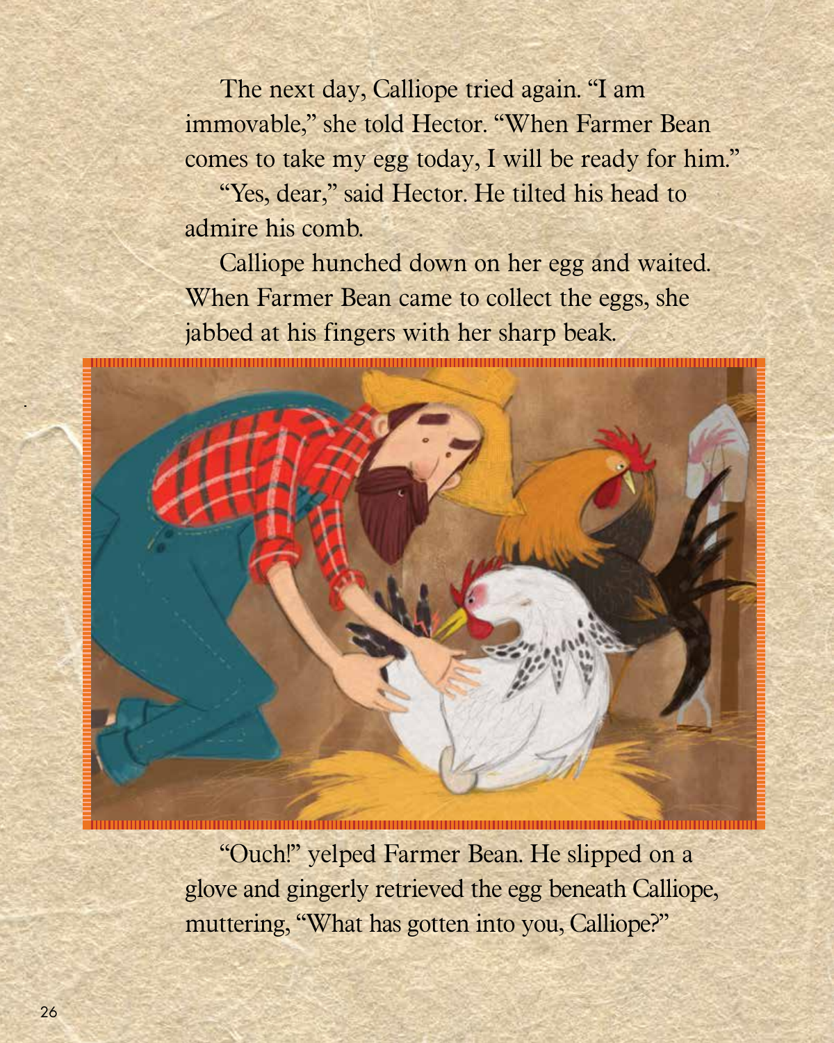The next day, Calliope tried again. "I am immovable," she told Hector. "When Farmer Bean comes to take my egg today, I will be ready for him."

"Yes, dear," said Hector. He tilted his head to admire his comb.

Calliope hunched down on her egg and waited. When Farmer Bean came to collect the eggs, she jabbed at his fingers with her sharp beak.

"Ouch!" yelped Farmer Bean. He slipped on a glove and gingerly retrieved the egg beneath Calliope, muttering, "What has gotten into you, Calliope?"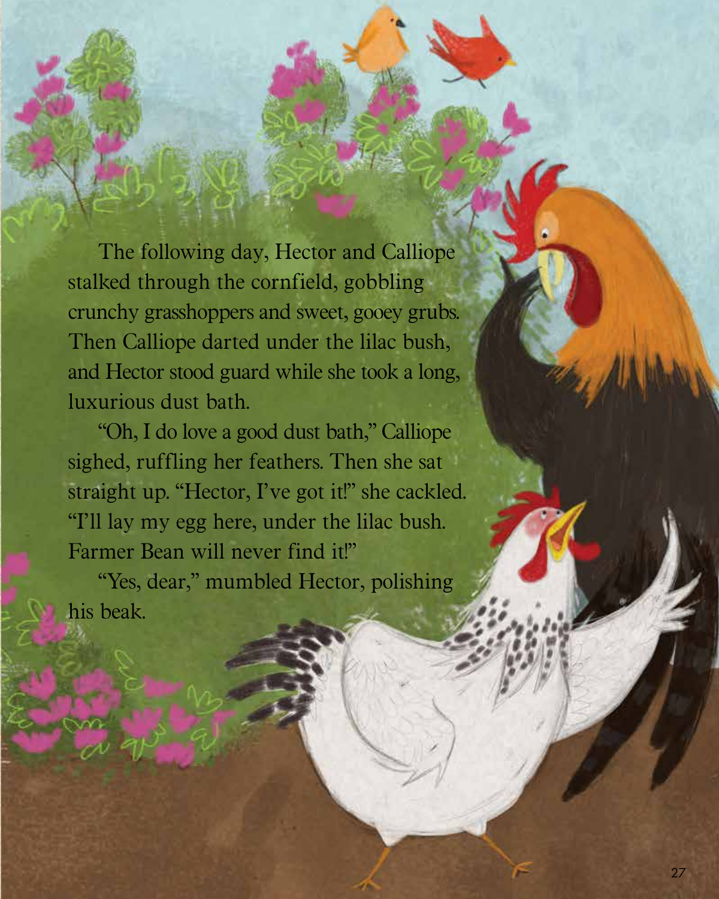The following day, Hector and Calliope stalked through the cornfield, gobbling crunchy grasshoppers and sweet, gooey grubs. Then Calliope darted under the lilac bush, and Hector stood guard while she took a long, luxurious dust bath.

"Oh, I do love a good dust bath," Calliope sighed, ruffling her feathers. Then she sat straight up. "Hector, I've got it!" she cackled. "I'll lay my egg here, under the lilac bush. Farmer Bean will never find it!"

"Yes, dear," mumbled Hector, polishing his beak.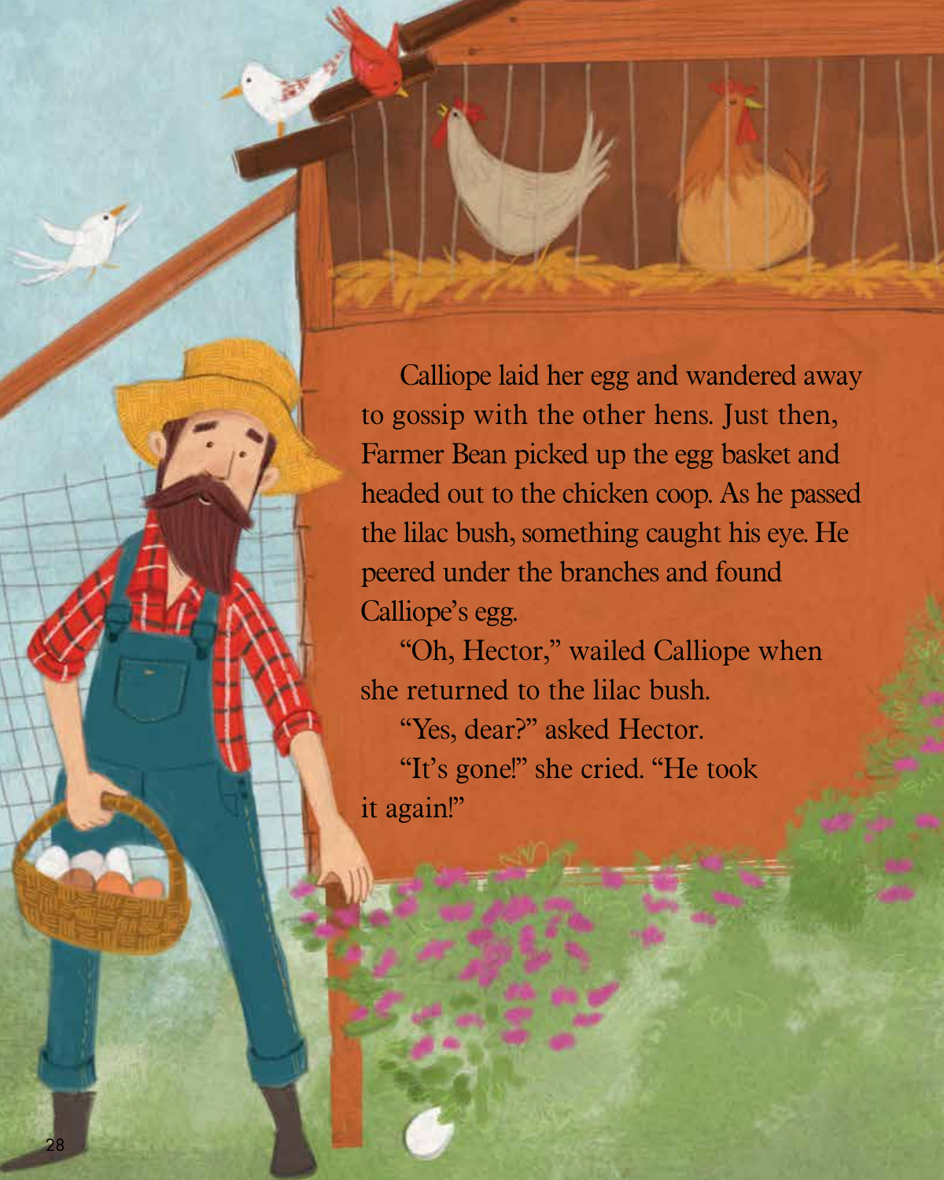Calliope laid her egg and wandered away to gossip with the other hens. Just then, Farmer Bean picked up the egg basket and headed out to the chicken coop. As he passed the lilac bush, something caught his eye. He peered under the branches and found Calliope's egg.

"Oh, Hector," wailed Calliope when she returned to the lilac bush.

"Yes, dear?" asked Hector.

"It's gone!" she cried. "He took it again!"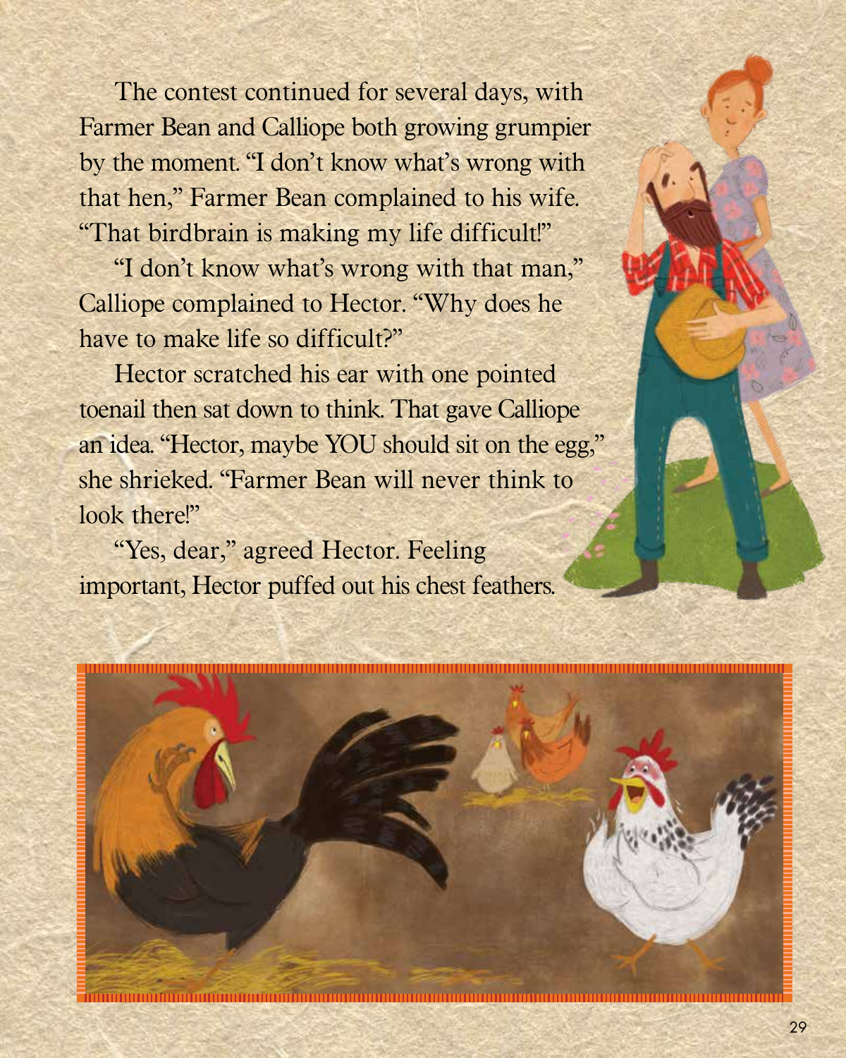The contest continued for several days, with Farmer Bean and Calliope both growing grumpier by the moment. "I don't know what's wrong with that hen," Farmer Bean complained to his wife. "That birdbrain is making my life difficult!"

"I don't know what's wrong with that man," Calliope complained to Hector. "Why does he have to make life so difficult?"

Hector scratched his ear with one pointed toenail then sat down to think. That gave Calliope an idea. "Hector, maybe YOU should sit on the egg," she shrieked. "Farmer Bean will never think to look there!"

"Yes, dear," agreed Hector. Feeling important, Hector puffed out his chest feathers.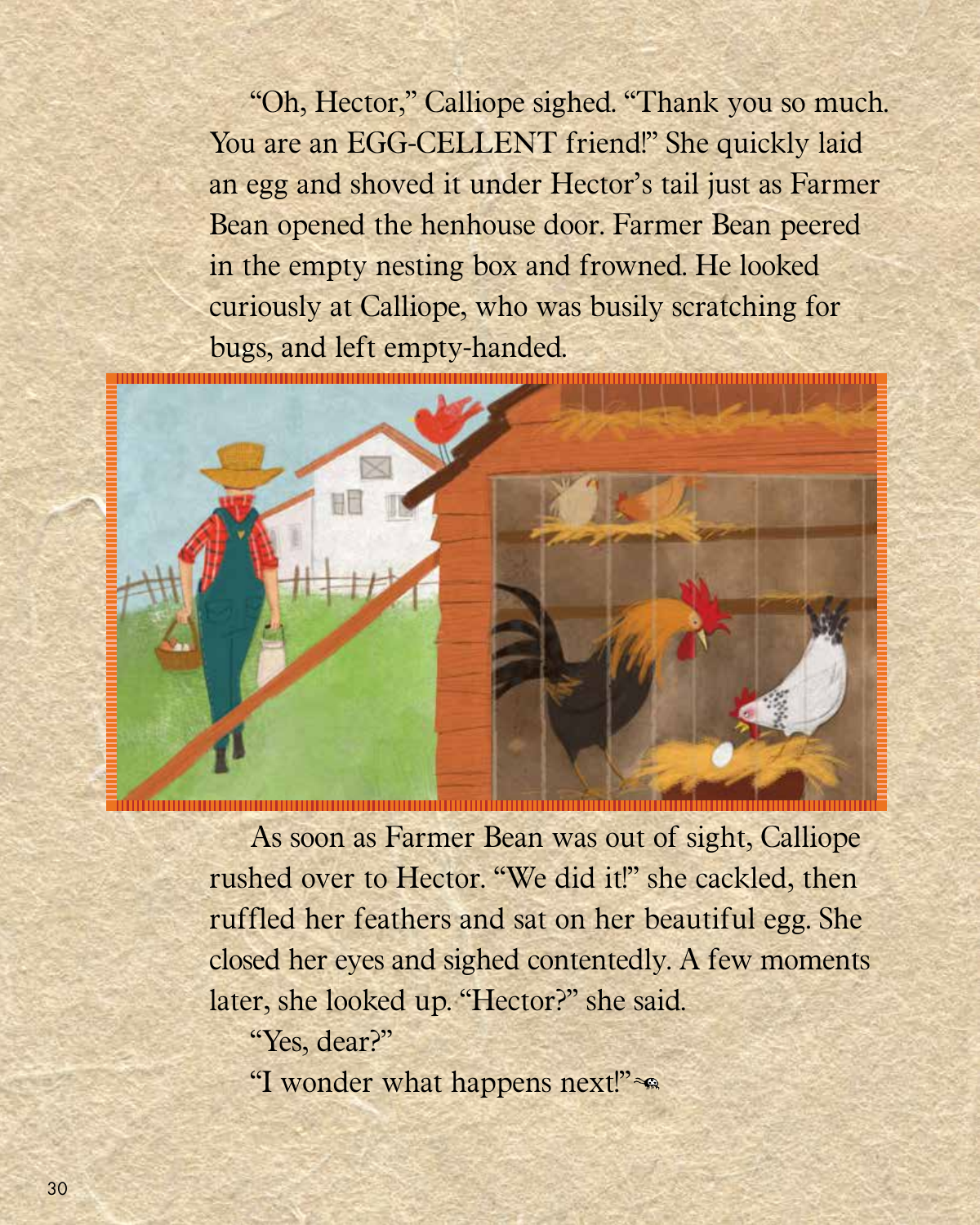"Oh, Hector," Calliope sighed. "Thank you so much. You are an EGG-CELLENT friend!" She quickly laid an egg and shoved it under Hector's tail just as Farmer Bean opened the henhouse door. Farmer Bean peered in the empty nesting box and frowned. He looked curiously at Calliope, who was busily scratching for bugs, and left empty-handed.

As soon as Farmer Bean was out of sight, Calliope rushed over to Hector. "We did it!" she cackled, then ruffled her feathers and sat on her beautiful egg. She closed her eyes and sighed contentedly. A few moments later, she looked up. "Hector?" she said.

"Yes, dear?"

"I wonder what happens next!"